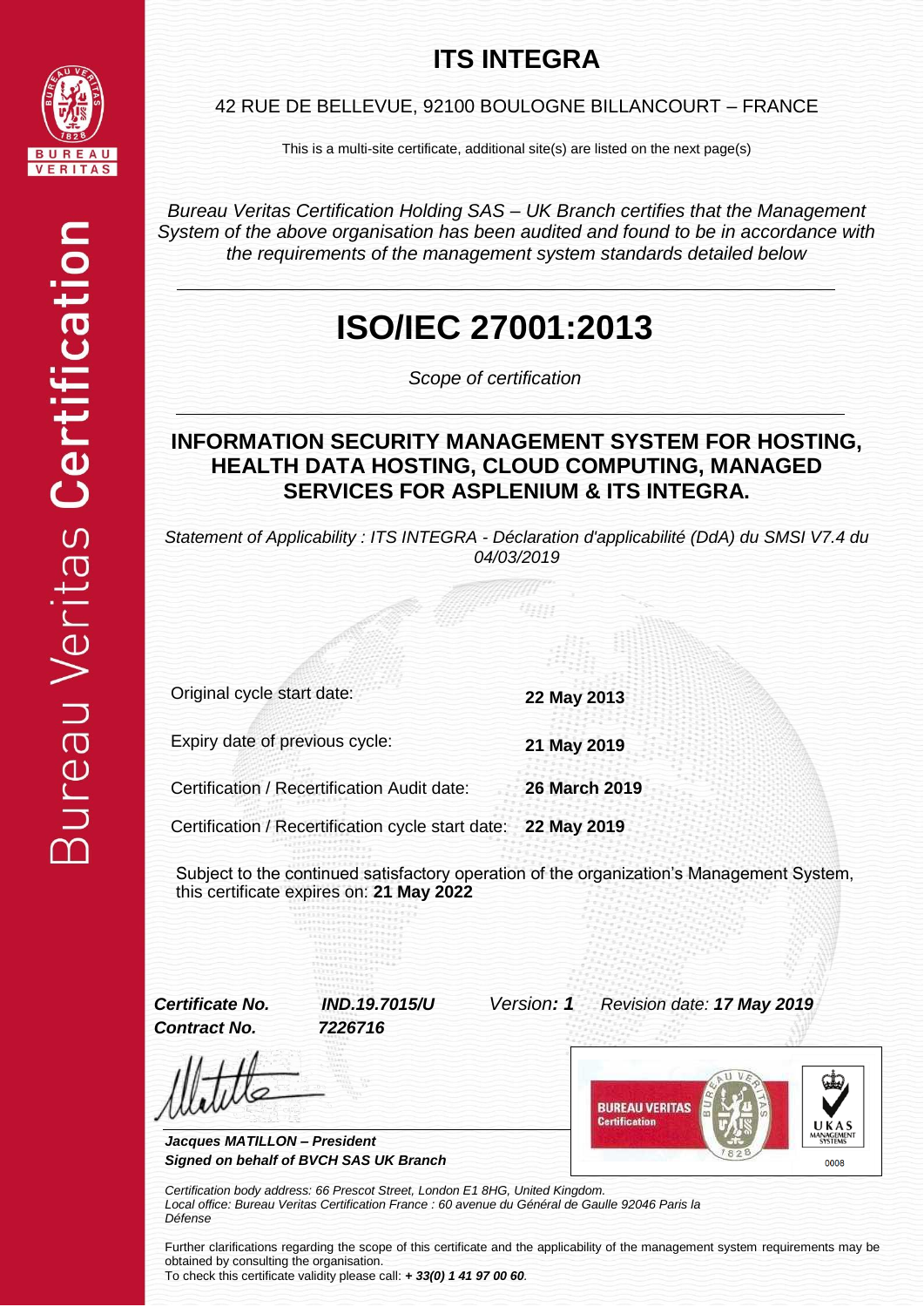# ITS INTEGRA

42 RUE DE BELLEVUE, 92100 BOULOGNE BILLANCOURT – FRANCE

This is a multi-site certificate, additional site(s) are listed on the next page(s)

*Bureau Veritas Certification Holding SAS – UK Branch certifies that the Management System of the above organisation has been audited and found to be in accordance with the requirements of the management system standards detailed below*

# ISO/IEC 27001:2013

*Scope of certification*

## INFORMATION SECURITY MANAGEMENT SYSTEM FOR HOSTING, HEALTH DATA HOSTING, CLOUD COMPUTING, MANAGED SERVICES FOR ASPLENIUM & ITS INTEGRA.

*Statement of Applicability : ITS INTEGRA - Déclaration d'applicabilité (DdA) du SMSI V7.4 du 04/03/2019*

| | |
|---|---|
| Original cycle start date: | **22 May 2013** |
| Expiry date of previous cycle: | **21 May 2019** |
| Certification / Recertification Audit date: | **26 March 2019** |
| Certification / Recertification cycle start date: | **22 May 2019** |

Subject to the continued satisfactory operation of the organization's Management System, this certificate expires on: **21 May 2022**

***Certificate No.*** ***IND.19.7015/U*** *Version:* ***1*** *Revision date:* ***17 May 2019***

***Contract No.*** ***7226716***

***Jacques MATILLON – President***

***Signed on behalf of BVCH SAS UK Branch***

*Certification body address: 66 Prescot Street, London E1 8HG, United Kingdom.*

*Local office: Bureau Veritas Certification France : 60 avenue du Général de Gaulle 92046 Paris la Défense*

Further clarifications regarding the scope of this certificate and the applicability of the management system requirements may be obtained by consulting the organisation.

To check this certificate validity please call: ***+ 33(0) 1 41 97 00 60***.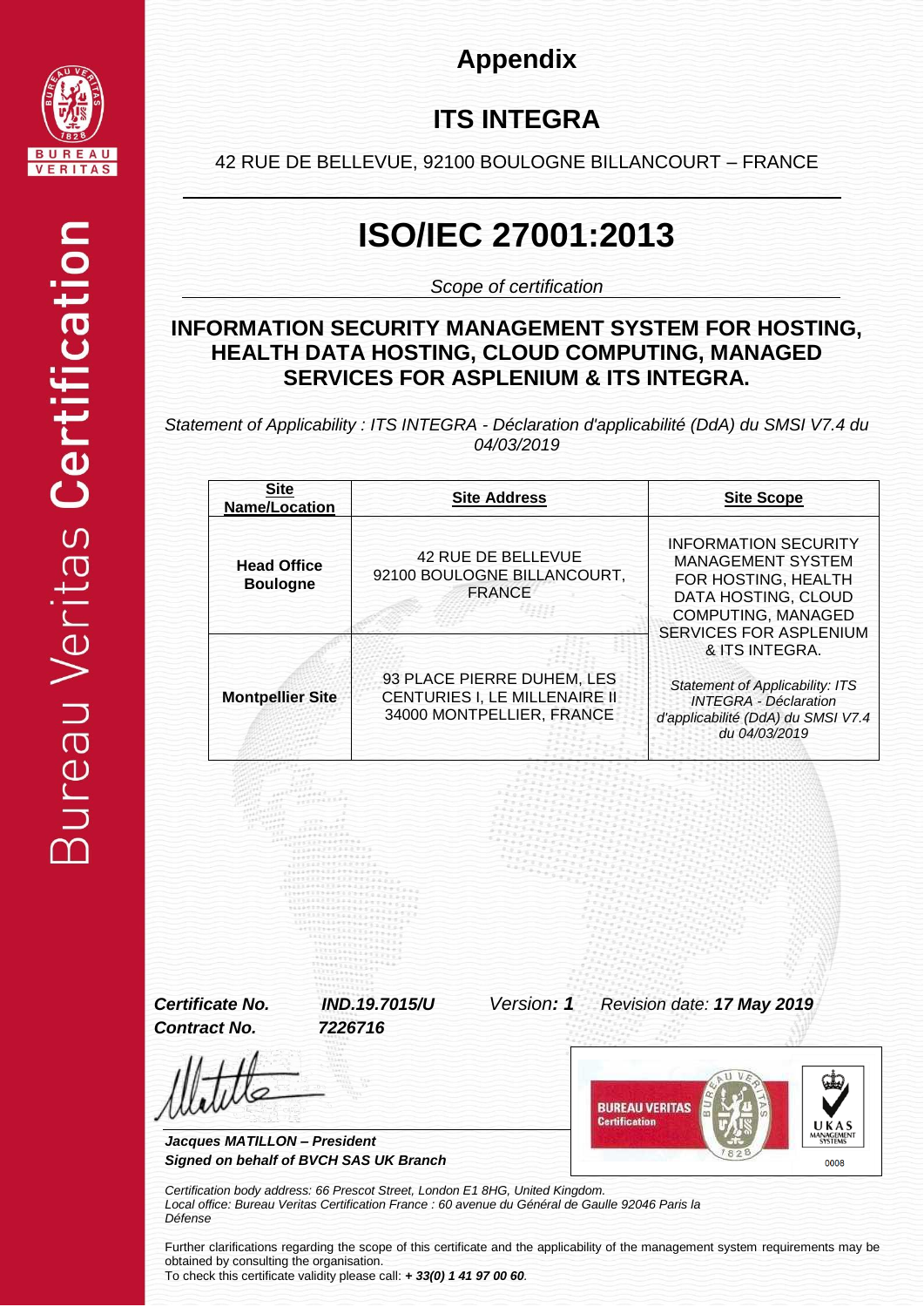# Appendix

## ITS INTEGRA

42 RUE DE BELLEVUE, 92100 BOULOGNE BILLANCOURT – FRANCE

# ISO/IEC 27001:2013

*Scope of certification*

**INFORMATION SECURITY MANAGEMENT SYSTEM FOR HOSTING, HEALTH DATA HOSTING, CLOUD COMPUTING, MANAGED SERVICES FOR ASPLENIUM & ITS INTEGRA.**

*Statement of Applicability : ITS INTEGRA - Déclaration d'applicabilité (DdA) du SMSI V7.4 du 04/03/2019*

| Site Name/Location | Site Address | Site Scope |
|---|---|---|
| **Head Office Boulogne** | 42 RUE DE BELLEVUE 92100 BOULOGNE BILLANCOURT, FRANCE | INFORMATION SECURITY MANAGEMENT SYSTEM FOR HOSTING, HEALTH DATA HOSTING, CLOUD COMPUTING, MANAGED SERVICES FOR ASPLENIUM & ITS INTEGRA. *Statement of Applicability: ITS INTEGRA - Déclaration d'applicabilité (DdA) du SMSI V7.4 du 04/03/2019* |
| **Montpellier Site** | 93 PLACE PIERRE DUHEM, LES CENTURIES I, LE MILLENAIRE II 34000 MONTPELLIER, FRANCE | |

***Certificate No.*** ***IND.19.7015/U*** *Version:* ***1*** *Revision date:* ***17 May 2019***

***Contract No.*** ***7226716***

***Jacques MATILLON – President***
***Signed on behalf of BVCH SAS UK Branch***

*Certification body address: 66 Prescot Street, London E1 8HG, United Kingdom.*
*Local office: Bureau Veritas Certification France : 60 avenue du Général de Gaulle 92046 Paris la Défense*

Further clarifications regarding the scope of this certificate and the applicability of the management system requirements may be obtained by consulting the organisation.
To check this certificate validity please call: ***+ 33(0) 1 41 97 00 60***.